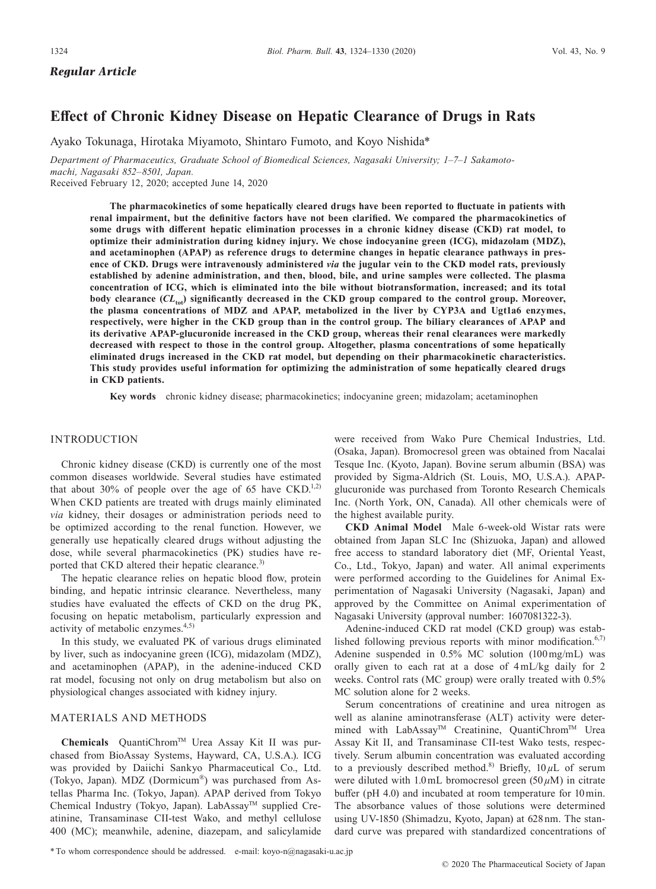*Regular Article*

# Effect of Chronic Kidney Disease on Hepatic Clearance of Drugs in Rats

Ayako Tokunaga, Hirotaka Miyamoto, Shintaro Fumoto, and Koyo Nishida*

*Department of Pharmaceutics, Graduate School of Biomedical Sciences, Nagasaki University; 1–7–1 Sakamoto-machi, Nagasaki 852–8501, Japan.*

Received February 12, 2020; accepted June 14, 2020

**The pharmacokinetics of some hepatically cleared drugs have been reported to fluctuate in patients with renal impairment, but the definitive factors have not been clarified. We compared the pharmacokinetics of some drugs with different hepatic elimination processes in a chronic kidney disease (CKD) rat model, to optimize their administration during kidney injury. We chose indocyanine green (ICG), midazolam (MDZ), and acetaminophen (APAP) as reference drugs to determine changes in hepatic clearance pathways in presence of CKD. Drugs were intravenously administered *via* the jugular vein to the CKD model rats, previously established by adenine administration, and then, blood, bile, and urine samples were collected. The plasma concentration of ICG, which is eliminated into the bile without biotransformation, increased; and its total body clearance ($CL_{tot}$) significantly decreased in the CKD group compared to the control group. Moreover, the plasma concentrations of MDZ and APAP, metabolized in the liver by CYP3A and Ugt1a6 enzymes, respectively, were higher in the CKD group than in the control group. The biliary clearances of APAP and its derivative APAP-glucuronide increased in the CKD group, whereas their renal clearances were markedly decreased with respect to those in the control group. Altogether, plasma concentrations of some hepatically eliminated drugs increased in the CKD rat model, but depending on their pharmacokinetic characteristics. This study provides useful information for optimizing the administration of some hepatically cleared drugs in CKD patients.**

**Key words** chronic kidney disease; pharmacokinetics; indocyanine green; midazolam; acetaminophen

## INTRODUCTION

Chronic kidney disease (CKD) is currently one of the most common diseases worldwide. Several studies have estimated that about 30% of people over the age of 65 have CKD.[1,2] When CKD patients are treated with drugs mainly eliminated *via* kidney, their dosages or administration periods need to be optimized according to the renal function. However, we generally use hepatically cleared drugs without adjusting the dose, while several pharmacokinetics (PK) studies have reported that CKD altered their hepatic clearance.[3]

The hepatic clearance relies on hepatic blood flow, protein binding, and hepatic intrinsic clearance. Nevertheless, many studies have evaluated the effects of CKD on the drug PK, focusing on hepatic metabolism, particularly expression and activity of metabolic enzymes.[4,5]

In this study, we evaluated PK of various drugs eliminated by liver, such as indocyanine green (ICG), midazolam (MDZ), and acetaminophen (APAP), in the adenine-induced CKD rat model, focusing not only on drug metabolism but also on physiological changes associated with kidney injury.

## MATERIALS AND METHODS

**Chemicals** QuantiChrom™ Urea Assay Kit II was purchased from BioAssay Systems, Hayward, CA, U.S.A.). ICG was provided by Daiichi Sankyo Pharmaceutical Co., Ltd. (Tokyo, Japan). MDZ (Dormicum®) was purchased from Astellas Pharma Inc. (Tokyo, Japan). APAP derived from Tokyo Chemical Industry (Tokyo, Japan). LabAssay™ supplied Creatinine, Transaminase CII-test Wako, and methyl cellulose 400 (MC); meanwhile, adenine, diazepam, and salicylamide were received from Wako Pure Chemical Industries, Ltd. (Osaka, Japan). Bromocresol green was obtained from Nacalai Tesque Inc. (Kyoto, Japan). Bovine serum albumin (BSA) was provided by Sigma-Aldrich (St. Louis, MO, U.S.A.). APAP-glucuronide was purchased from Toronto Research Chemicals Inc. (North York, ON, Canada). All other chemicals were of the highest available purity.

**CKD Animal Model** Male 6-week-old Wistar rats were obtained from Japan SLC Inc (Shizuoka, Japan) and allowed free access to standard laboratory diet (MF, Oriental Yeast, Co., Ltd., Tokyo, Japan) and water. All animal experiments were performed according to the Guidelines for Animal Experimentation of Nagasaki University (Nagasaki, Japan) and approved by the Committee on Animal experimentation of Nagasaki University (approval number: 1607081322-3).

Adenine-induced CKD rat model (CKD group) was established following previous reports with minor modification.[6,7] Adenine suspended in 0.5% MC solution (100 mg/mL) was orally given to each rat at a dose of 4 mL/kg daily for 2 weeks. Control rats (MC group) were orally treated with 0.5% MC solution alone for 2 weeks.

Serum concentrations of creatinine and urea nitrogen as well as alanine aminotransferase (ALT) activity were determined with LabAssay™ Creatinine, QuantiChrom™ Urea Assay Kit II, and Transaminase CII-test Wako tests, respectively. Serum albumin concentration was evaluated according to a previously described method.[8] Briefly, 10 $\mu$L of serum were diluted with 1.0 mL bromocresol green (50 $\mu$M) in citrate buffer (pH 4.0) and incubated at room temperature for 10 min. The absorbance values of those solutions were determined using UV-1850 (Shimadzu, Kyoto, Japan) at 628 nm. The standard curve was prepared with standardized concentrations of

\* To whom correspondence should be addressed. e-mail: koyo-n@nagasaki-u.ac.jp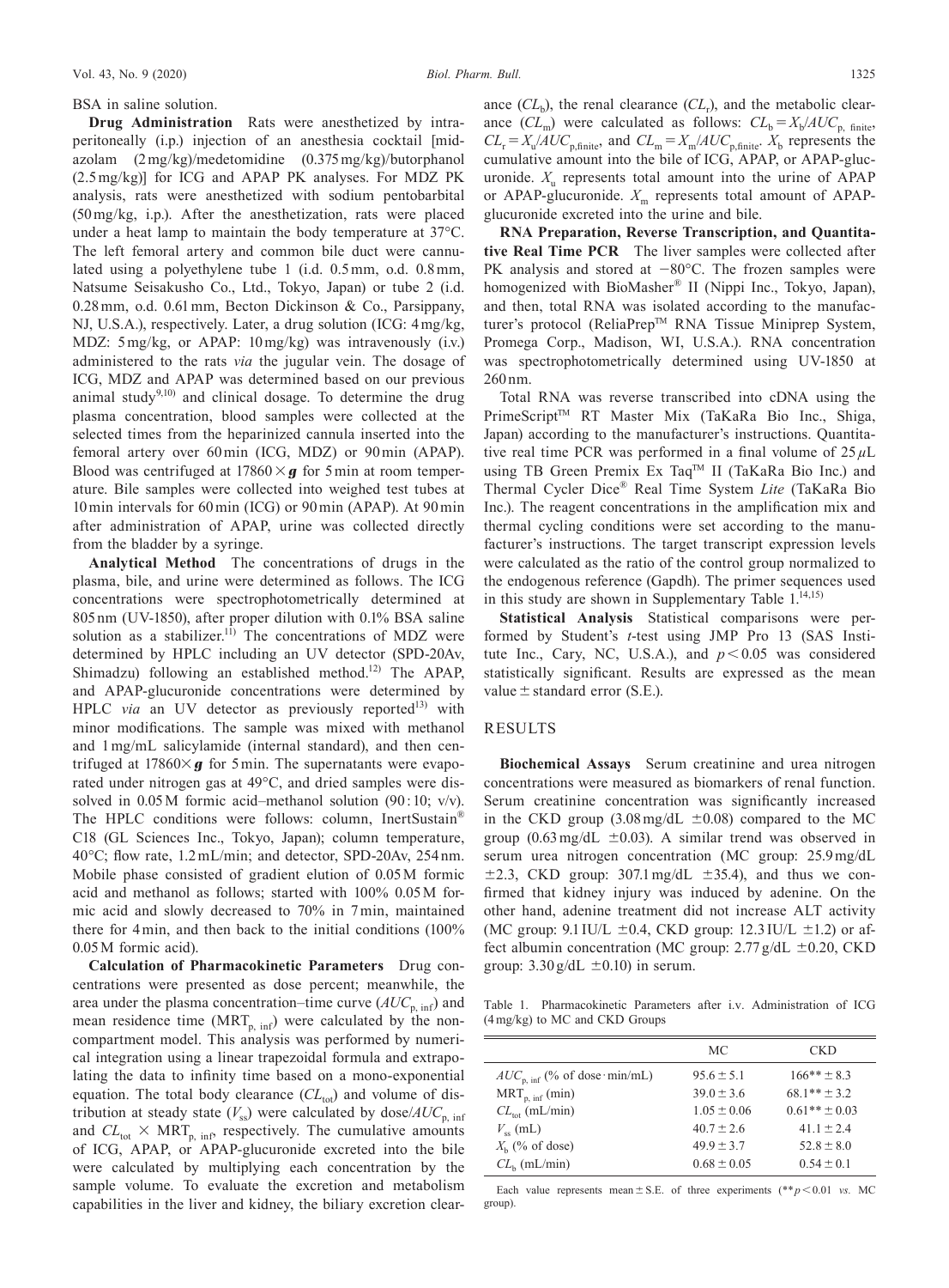BSA in saline solution.

**Drug Administration** Rats were anesthetized by intraperitoneally (i.p.) injection of an anesthesia cocktail [midazolam (2 mg/kg)/medetomidine (0.375 mg/kg)/butorphanol (2.5 mg/kg)] for ICG and APAP PK analyses. For MDZ PK analysis, rats were anesthetized with sodium pentobarbital (50 mg/kg, i.p.). After the anesthetization, rats were placed under a heat lamp to maintain the body temperature at 37°C. The left femoral artery and common bile duct were cannulated using a polyethylene tube 1 (i.d. 0.5 mm, o.d. 0.8 mm, Natsume Seisakusho Co., Ltd., Tokyo, Japan) or tube 2 (i.d. 0.28 mm, o.d. 0.61 mm, Becton Dickinson & Co., Parsippany, NJ, U.S.A.), respectively. Later, a drug solution (ICG: 4 mg/kg, MDZ: 5 mg/kg, or APAP: 10 mg/kg) was intravenously (i.v.) administered to the rats *via* the jugular vein. The dosage of ICG, MDZ and APAP was determined based on our previous animal study[9,10] and clinical dosage. To determine the drug plasma concentration, blood samples were collected at the selected times from the heparinized cannula inserted into the femoral artery over 60 min (ICG, MDZ) or 90 min (APAP). Blood was centrifuged at $17860 \times g$ for 5 min at room temperature. Bile samples were collected into weighed test tubes at 10 min intervals for 60 min (ICG) or 90 min (APAP). At 90 min after administration of APAP, urine was collected directly from the bladder by a syringe.

**Analytical Method** The concentrations of drugs in the plasma, bile, and urine were determined as follows. The ICG concentrations were spectrophotometrically determined at 805 nm (UV-1850), after proper dilution with 0.1% BSA saline solution as a stabilizer.[11] The concentrations of MDZ were determined by HPLC including an UV detector (SPD-20Av, Shimadzu) following an established method.[12] The APAP, and APAP-glucuronide concentrations were determined by HPLC *via* an UV detector as previously reported[13] with minor modifications. The sample was mixed with methanol and 1 mg/mL salicylamide (internal standard), and then centrifuged at $17860 \times g$ for 5 min. The supernatants were evaporated under nitrogen gas at 49°C, and dried samples were dissolved in 0.05 M formic acid–methanol solution (90 : 10; v/v). The HPLC conditions were follows: column, InertSustain® C18 (GL Sciences Inc., Tokyo, Japan); column temperature, 40°C; flow rate, 1.2 mL/min; and detector, SPD-20Av, 254 nm. Mobile phase consisted of gradient elution of 0.05 M formic acid and methanol as follows; started with 100% 0.05 M formic acid and slowly decreased to 70% in 7 min, maintained there for 4 min, and then back to the initial conditions (100% 0.05 M formic acid).

**Calculation of Pharmacokinetic Parameters** Drug concentrations were presented as dose percent; meanwhile, the area under the plasma concentration–time curve ($AUC_{p,\,inf}$) and mean residence time ($MRT_{p,\,inf}$) were calculated by the non-compartment model. This analysis was performed by numerical integration using a linear trapezoidal formula and extrapolating the data to infinity time based on a mono-exponential equation. The total body clearance ($CL_{tot}$) and volume of distribution at steady state ($V_{ss}$) were calculated by dose/$AUC_{p,\,inf}$ and $CL_{tot} \times MRT_{p,\,inf}$, respectively. The cumulative amounts of ICG, APAP, or APAP-glucuronide excreted into the bile were calculated by multiplying each concentration by the sample volume. To evaluate the excretion and metabolism capabilities in the liver and kidney, the biliary excretion clearance ($CL_b$), the renal clearance ($CL_r$), and the metabolic clearance ($CL_m$) were calculated as follows: $CL_b = X_b/AUC_{p,\,finite}$, $CL_r = X_u/AUC_{p,finite}$, and $CL_m = X_m/AUC_{p,finite}$. $X_b$ represents the cumulative amount into the bile of ICG, APAP, or APAP-glucuronide. $X_u$ represents total amount into the urine of APAP or APAP-glucuronide. $X_m$ represents total amount of APAP-glucuronide excreted into the urine and bile.

**RNA Preparation, Reverse Transcription, and Quantitative Real Time PCR** The liver samples were collected after PK analysis and stored at −80°C. The frozen samples were homogenized with BioMasher® II (Nippi Inc., Tokyo, Japan), and then, total RNA was isolated according to the manufacturer's protocol (ReliaPrep™ RNA Tissue Miniprep System, Promega Corp., Madison, WI, U.S.A.). RNA concentration was spectrophotometrically determined using UV-1850 at 260 nm.

Total RNA was reverse transcribed into cDNA using the PrimeScript™ RT Master Mix (TaKaRa Bio Inc., Shiga, Japan) according to the manufacturer's instructions. Quantitative real time PCR was performed in a final volume of 25 µL using TB Green Premix Ex Taq™ II (TaKaRa Bio Inc.) and Thermal Cycler Dice® Real Time System *Lite* (TaKaRa Bio Inc.). The reagent concentrations in the amplification mix and thermal cycling conditions were set according to the manufacturer's instructions. The target transcript expression levels were calculated as the ratio of the control group normalized to the endogenous reference (Gapdh). The primer sequences used in this study are shown in Supplementary Table 1.[14,15]

**Statistical Analysis** Statistical comparisons were performed by Student's *t*-test using JMP Pro 13 (SAS Institute Inc., Cary, NC, U.S.A.), and $p < 0.05$ was considered statistically significant. Results are expressed as the mean value ± standard error (S.E.).

## RESULTS

**Biochemical Assays** Serum creatinine and urea nitrogen concentrations were measured as biomarkers of renal function. Serum creatinine concentration was significantly increased in the CKD group (3.08 mg/dL ±0.08) compared to the MC group (0.63 mg/dL ±0.03). A similar trend was observed in serum urea nitrogen concentration (MC group: 25.9 mg/dL ±2.3, CKD group: 307.1 mg/dL ±35.4), and thus we confirmed that kidney injury was induced by adenine. On the other hand, adenine treatment did not increase ALT activity (MC group: 9.1 IU/L ±0.4, CKD group: 12.3 IU/L ±1.2) or affect albumin concentration (MC group: 2.77 g/dL ±0.20, CKD group: 3.30 g/dL ±0.10) in serum.

Table 1. Pharmacokinetic Parameters after i.v. Administration of ICG (4 mg/kg) to MC and CKD Groups

| | MC | CKD |
|---|---|---|
| $AUC_{p,\,inf}$ (% of dose·min/mL) | 95.6 ± 5.1 | 166** ± 8.3 |
| $MRT_{p,\,inf}$ (min) | 39.0 ± 3.6 | 68.1** ± 3.2 |
| $CL_{tot}$ (mL/min) | 1.05 ± 0.06 | 0.61** ± 0.03 |
| $V_{ss}$ (mL) | 40.7 ± 2.6 | 41.1 ± 2.4 |
| $X_b$ (% of dose) | 49.9 ± 3.7 | 52.8 ± 8.0 |
| $CL_b$ (mL/min) | 0.68 ± 0.05 | 0.54 ± 0.1 |

Each value represents mean ± S.E. of three experiments (** $p < 0.01$ *vs.* MC group).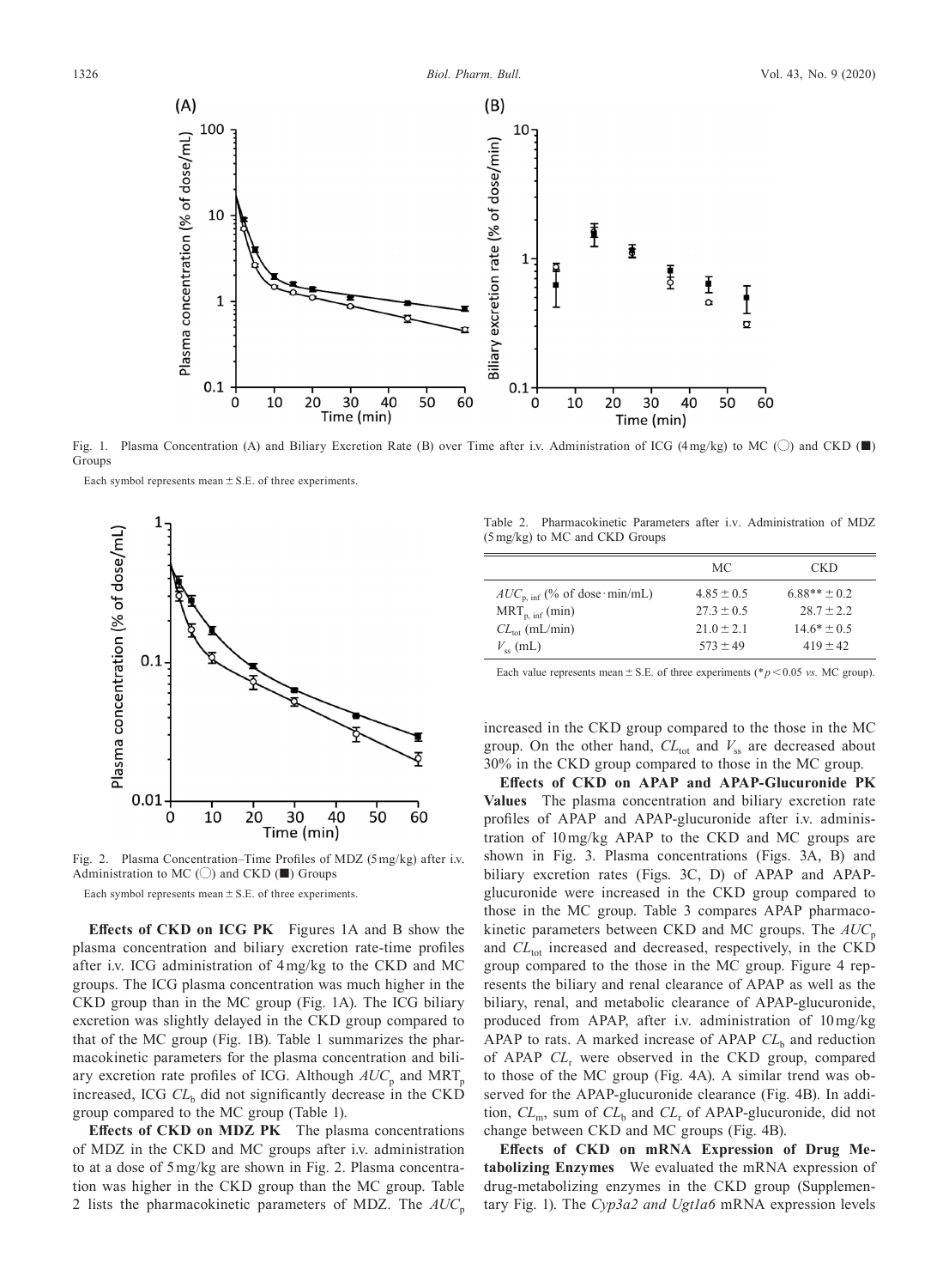Fig. 1. Plasma Concentration (A) and Biliary Excretion Rate (B) over Time after i.v. Administration of ICG (4 mg/kg) to MC (○) and CKD (■) Groups

Each symbol represents mean ± S.E. of three experiments.

Fig. 2. Plasma Concentration–Time Profiles of MDZ (5 mg/kg) after i.v. Administration to MC (○) and CKD (■) Groups

Each symbol represents mean ± S.E. of three experiments.

**Effects of CKD on ICG PK** Figures 1A and B show the plasma concentration and biliary excretion rate-time profiles after i.v. ICG administration of 4 mg/kg to the CKD and MC groups. The ICG plasma concentration was much higher in the CKD group than in the MC group (Fig. 1A). The ICG biliary excretion was slightly delayed in the CKD group compared to that of the MC group (Fig. 1B). Table 1 summarizes the pharmacokinetic parameters for the plasma concentration and biliary excretion rate profiles of ICG. Although $AUC_p$ and $MRT_p$ increased, ICG $CL_b$ did not significantly decrease in the CKD group compared to the MC group (Table 1).

**Effects of CKD on MDZ PK** The plasma concentrations of MDZ in the CKD and MC groups after i.v. administration to at a dose of 5 mg/kg are shown in Fig. 2. Plasma concentration was higher in the CKD group than the MC group. Table 2 lists the pharmacokinetic parameters of MDZ. The $AUC_p$ increased in the CKD group compared to the those in the MC group. On the other hand, $CL_{tot}$ and $V_{ss}$ are decreased about 30% in the CKD group compared to those in the MC group.

Table 2. Pharmacokinetic Parameters after i.v. Administration of MDZ (5 mg/kg) to MC and CKD Groups

| | MC | CKD |
|---|---|---|
| $AUC_{p,\,inf}$ (% of dose · min/mL) | 4.85 ± 0.5 | 6.88** ± 0.2 |
| $MRT_{p,\,inf}$ (min) | 27.3 ± 0.5 | 28.7 ± 2.2 |
| $CL_{tot}$ (mL/min) | 21.0 ± 2.1 | 14.6* ± 0.5 |
| $V_{ss}$ (mL) | 573 ± 49 | 419 ± 42 |

Each value represents mean ± S.E. of three experiments (* $p < 0.05$ *vs.* MC group).

**Effects of CKD on APAP and APAP-Glucuronide PK Values** The plasma concentration and biliary excretion rate profiles of APAP and APAP-glucuronide after i.v. administration of 10 mg/kg APAP to the CKD and MC groups are shown in Fig. 3. Plasma concentrations (Figs. 3A, B) and biliary excretion rates (Figs. 3C, D) of APAP and APAP-glucuronide were increased in the CKD group compared to those in the MC group. Table 3 compares APAP pharmacokinetic parameters between CKD and MC groups. The $AUC_p$ and $CL_{tot}$ increased and decreased, respectively, in the CKD group compared to the those in the MC group. Figure 4 represents the biliary and renal clearance of APAP as well as the biliary, renal, and metabolic clearance of APAP-glucuronide, produced from APAP, after i.v. administration of 10 mg/kg APAP to rats. A marked increase of APAP $CL_b$ and reduction of APAP $CL_r$ were observed in the CKD group, compared to those of the MC group (Fig. 4A). A similar trend was observed for the APAP-glucuronide clearance (Fig. 4B). In addition, $CL_m$, sum of $CL_b$ and $CL_r$ of APAP-glucuronide, did not change between CKD and MC groups (Fig. 4B).

**Effects of CKD on mRNA Expression of Drug Metabolizing Enzymes** We evaluated the mRNA expression of drug-metabolizing enzymes in the CKD group (Supplementary Fig. 1). The *Cyp3a2 and Ugt1a6* mRNA expression levels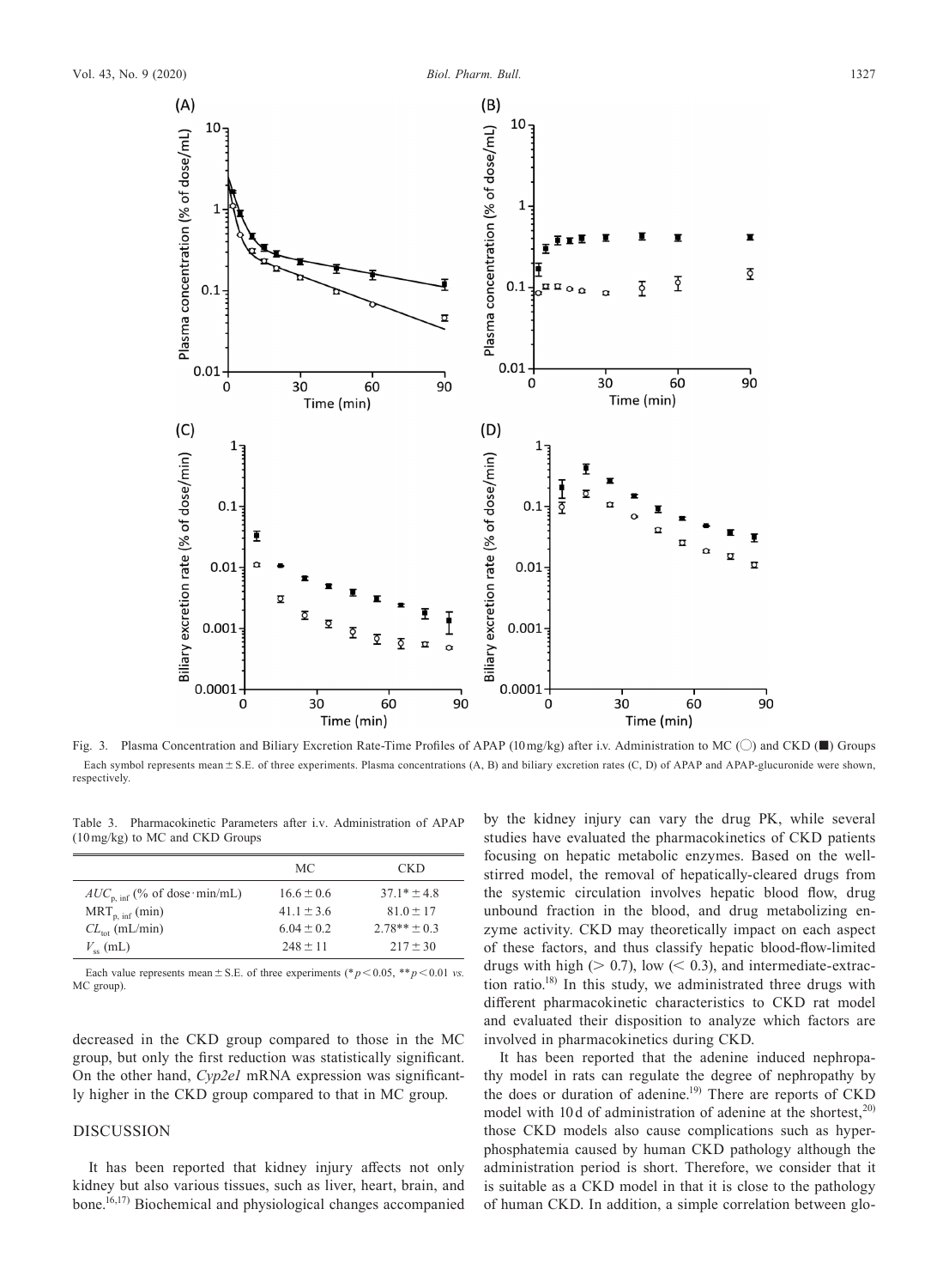Fig. 3. Plasma Concentration and Biliary Excretion Rate-Time Profiles of APAP (10 mg/kg) after i.v. Administration to MC (○) and CKD (■) Groups

Each symbol represents mean ± S.E. of three experiments. Plasma concentrations (A, B) and biliary excretion rates (C, D) of APAP and APAP-glucuronide were shown, respectively.

Table 3. Pharmacokinetic Parameters after i.v. Administration of APAP (10 mg/kg) to MC and CKD Groups

| | MC | CKD |
|---|---|---|
| $AUC_{p,\ inf}$ (% of dose·min/mL) | 16.6 ± 0.6 | 37.1* ± 4.8 |
| $MRT_{p,\ inf}$ (min) | 41.1 ± 3.6 | 81.0 ± 17 |
| $CL_{tot}$ (mL/min) | 6.04 ± 0.2 | 2.78** ± 0.3 |
| $V_{ss}$ (mL) | 248 ± 11 | 217 ± 30 |

Each value represents mean ± S.E. of three experiments (* $p < 0.05$, ** $p < 0.01$ *vs.* MC group).

decreased in the CKD group compared to those in the MC group, but only the first reduction was statistically significant. On the other hand, *Cyp2e1* mRNA expression was significantly higher in the CKD group compared to that in MC group.

## DISCUSSION

It has been reported that kidney injury affects not only kidney but also various tissues, such as liver, heart, brain, and bone.[16,17] Biochemical and physiological changes accompanied by the kidney injury can vary the drug PK, while several studies have evaluated the pharmacokinetics of CKD patients focusing on hepatic metabolic enzymes. Based on the well-stirred model, the removal of hepatically-cleared drugs from the systemic circulation involves hepatic blood flow, drug unbound fraction in the blood, and drug metabolizing enzyme activity. CKD may theoretically impact on each aspect of these factors, and thus classify hepatic blood-flow-limited drugs with high (> 0.7), low (< 0.3), and intermediate-extraction ratio.[18] In this study, we administrated three drugs with different pharmacokinetic characteristics to CKD rat model and evaluated their disposition to analyze which factors are involved in pharmacokinetics during CKD.

It has been reported that the adenine induced nephropathy model in rats can regulate the degree of nephropathy by the does or duration of adenine.[19] There are reports of CKD model with 10 d of administration of adenine at the shortest,[20] those CKD models also cause complications such as hyperphosphatemia caused by human CKD pathology although the administration period is short. Therefore, we consider that it is suitable as a CKD model in that it is close to the pathology of human CKD. In addition, a simple correlation between glo-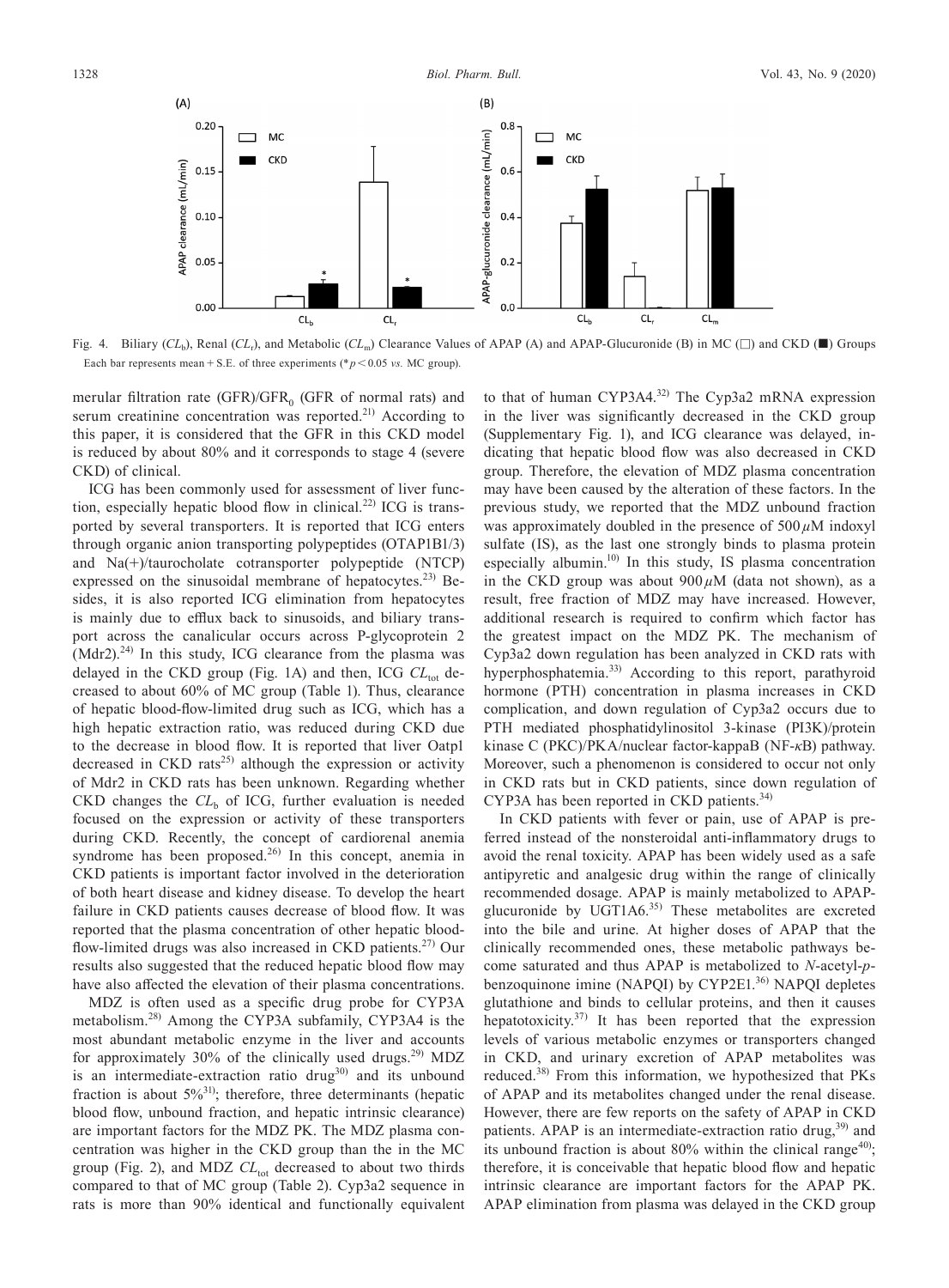Fig. 4. Biliary ($CL_b$), Renal ($CL_r$), and Metabolic ($CL_m$) Clearance Values of APAP (A) and APAP-Glucuronide (B) in MC (□) and CKD (■) Groups

Each bar represents mean + S.E. of three experiments (* $p<0.05$ *vs.* MC group).

merular filtration rate (GFR)/$GFR_0$ (GFR of normal rats) and serum creatinine concentration was reported.[21] According to this paper, it is considered that the GFR in this CKD model is reduced by about 80% and it corresponds to stage 4 (severe CKD) of clinical.

ICG has been commonly used for assessment of liver function, especially hepatic blood flow in clinical.[22] ICG is transported by several transporters. It is reported that ICG enters through organic anion transporting polypeptides (OTAP1B1/3) and Na(+)/taurocholate cotransporter polypeptide (NTCP) expressed on the sinusoidal membrane of hepatocytes.[23] Besides, it is also reported ICG elimination from hepatocytes is mainly due to efflux back to sinusoids, and biliary transport across the canalicular occurs across P-glycoprotein 2 (Mdr2).[24] In this study, ICG clearance from the plasma was delayed in the CKD group (Fig. 1A) and then, ICG $CL_{tot}$ decreased to about 60% of MC group (Table 1). Thus, clearance of hepatic blood-flow-limited drug such as ICG, which has a high hepatic extraction ratio, was reduced during CKD due to the decrease in blood flow. It is reported that liver Oatp1 decreased in CKD rats[25] although the expression or activity of Mdr2 in CKD rats has been unknown. Regarding whether CKD changes the $CL_b$ of ICG, further evaluation is needed focused on the expression or activity of these transporters during CKD. Recently, the concept of cardiorenal anemia syndrome has been proposed.[26] In this concept, anemia in CKD patients is important factor involved in the deterioration of both heart disease and kidney disease. To develop the heart failure in CKD patients causes decrease of blood flow. It was reported that the plasma concentration of other hepatic blood-flow-limited drugs was also increased in CKD patients.[27] Our results also suggested that the reduced hepatic blood flow may have also affected the elevation of their plasma concentrations.

MDZ is often used as a specific drug probe for CYP3A metabolism.[28] Among the CYP3A subfamily, CYP3A4 is the most abundant metabolic enzyme in the liver and accounts for approximately 30% of the clinically used drugs.[29] MDZ is an intermediate-extraction ratio drug[30] and its unbound fraction is about 5%[31]; therefore, three determinants (hepatic blood flow, unbound fraction, and hepatic intrinsic clearance) are important factors for the MDZ PK. The MDZ plasma concentration was higher in the CKD group than the in the MC group (Fig. 2), and MDZ $CL_{tot}$ decreased to about two thirds compared to that of MC group (Table 2). Cyp3a2 sequence in rats is more than 90% identical and functionally equivalent to that of human CYP3A4.[32] The Cyp3a2 mRNA expression in the liver was significantly decreased in the CKD group (Supplementary Fig. 1), and ICG clearance was delayed, indicating that hepatic blood flow was also decreased in CKD group. Therefore, the elevation of MDZ plasma concentration may have been caused by the alteration of these factors. In the previous study, we reported that the MDZ unbound fraction was approximately doubled in the presence of 500 $\mu$M indoxyl sulfate (IS), as the last one strongly binds to plasma protein especially albumin.[10] In this study, IS plasma concentration in the CKD group was about 900 $\mu$M (data not shown), as a result, free fraction of MDZ may have increased. However, additional research is required to confirm which factor has the greatest impact on the MDZ PK. The mechanism of Cyp3a2 down regulation has been analyzed in CKD rats with hyperphosphatemia.[33] According to this report, parathyroid hormone (PTH) concentration in plasma increases in CKD complication, and down regulation of Cyp3a2 occurs due to PTH mediated phosphatidylinositol 3-kinase (PI3K)/protein kinase C (PKC)/PKA/nuclear factor-kappaB (NF-$\kappa$B) pathway. Moreover, such a phenomenon is considered to occur not only in CKD rats but in CKD patients, since down regulation of CYP3A has been reported in CKD patients.[34]

In CKD patients with fever or pain, use of APAP is preferred instead of the nonsteroidal anti-inflammatory drugs to avoid the renal toxicity. APAP has been widely used as a safe antipyretic and analgesic drug within the range of clinically recommended dosage. APAP is mainly metabolized to APAP-glucuronide by UGT1A6.[35] These metabolites are excreted into the bile and urine. At higher doses of APAP that the clinically recommended ones, these metabolic pathways become saturated and thus APAP is metabolized to *N*-acetyl-*p*-benzoquinone imine (NAPQI) by CYP2E1.[36] NAPQI depletes glutathione and binds to cellular proteins, and then it causes hepatotoxicity.[37] It has been reported that the expression levels of various metabolic enzymes or transporters changed in CKD, and urinary excretion of APAP metabolites was reduced.[38] From this information, we hypothesized that PKs of APAP and its metabolites changed under the renal disease. However, there are few reports on the safety of APAP in CKD patients. APAP is an intermediate-extraction ratio drug,[39] and its unbound fraction is about 80% within the clinical range[40]; therefore, it is conceivable that hepatic blood flow and hepatic intrinsic clearance are important factors for the APAP PK. APAP elimination from plasma was delayed in the CKD group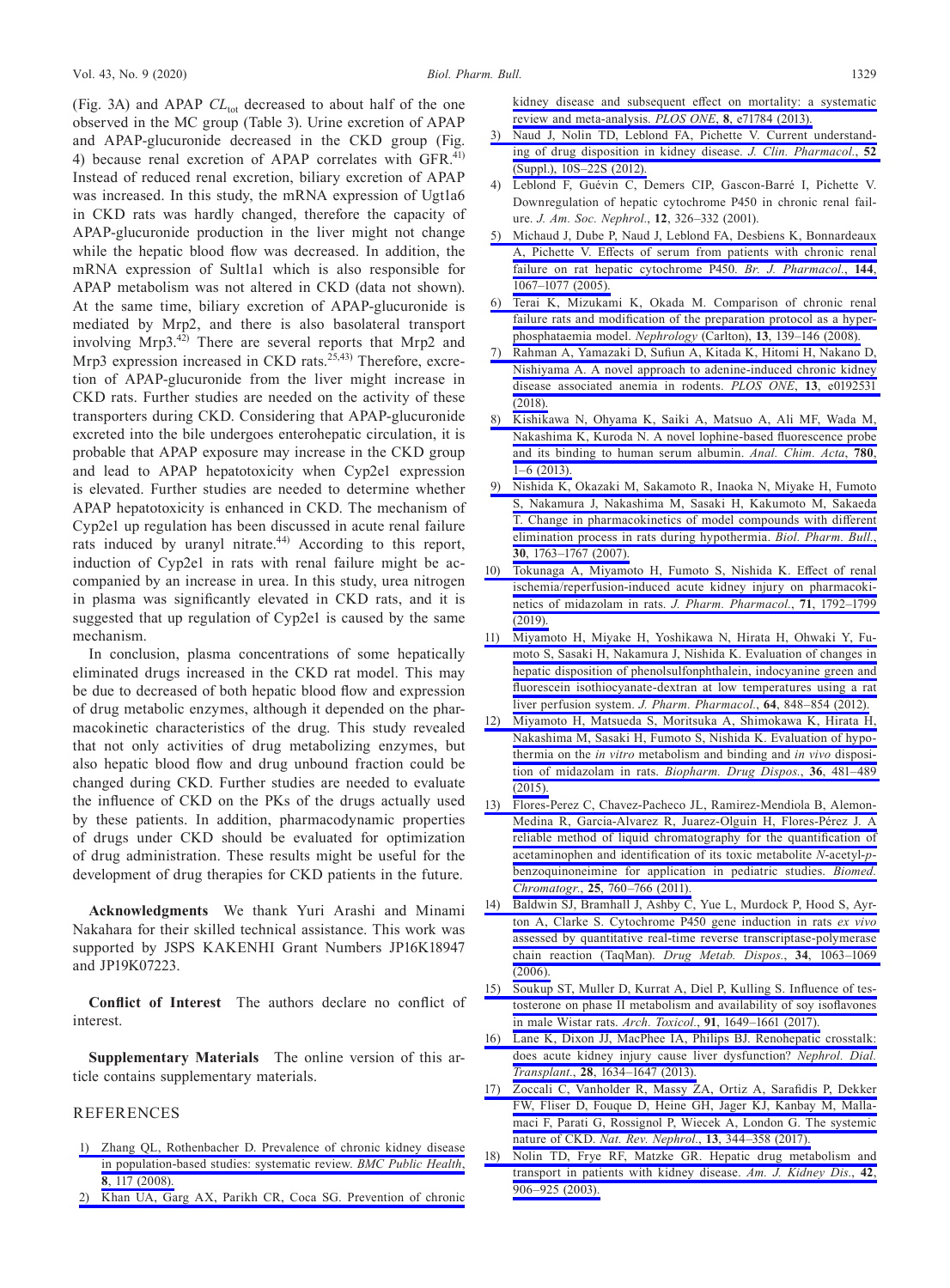(Fig. 3A) and APAP $CL_{tot}$ decreased to about half of the one observed in the MC group (Table 3). Urine excretion of APAP and APAP-glucuronide decreased in the CKD group (Fig. 4) because renal excretion of APAP correlates with GFR.[41] Instead of reduced renal excretion, biliary excretion of APAP was increased. In this study, the mRNA expression of Ugt1a6 in CKD rats was hardly changed, therefore the capacity of APAP-glucuronide production in the liver might not change while the hepatic blood flow was decreased. In addition, the mRNA expression of Sult1a1 which is also responsible for APAP metabolism was not altered in CKD (data not shown). At the same time, biliary excretion of APAP-glucuronide is mediated by Mrp2, and there is also basolateral transport involving Mrp3.[42] There are several reports that Mrp2 and Mrp3 expression increased in CKD rats.[25,43] Therefore, excretion of APAP-glucuronide from the liver might increase in CKD rats. Further studies are needed on the activity of these transporters during CKD. Considering that APAP-glucuronide excreted into the bile undergoes enterohepatic circulation, it is probable that APAP exposure may increase in the CKD group and lead to APAP hepatotoxicity when Cyp2e1 expression is elevated. Further studies are needed to determine whether APAP hepatotoxicity is enhanced in CKD. The mechanism of Cyp2e1 up regulation has been discussed in acute renal failure rats induced by uranyl nitrate.[44] According to this report, induction of Cyp2e1 in rats with renal failure might be accompanied by an increase in urea. In this study, urea nitrogen in plasma was significantly elevated in CKD rats, and it is suggested that up regulation of Cyp2e1 is caused by the same mechanism.

In conclusion, plasma concentrations of some hepatically eliminated drugs increased in the CKD rat model. This may be due to decreased of both hepatic blood flow and expression of drug metabolic enzymes, although it depended on the pharmacokinetic characteristics of the drug. This study revealed that not only activities of drug metabolizing enzymes, but also hepatic blood flow and drug unbound fraction could be changed during CKD. Further studies are needed to evaluate the influence of CKD on the PKs of the drugs actually used by these patients. In addition, pharmacodynamic properties of drugs under CKD should be evaluated for optimization of drug administration. These results might be useful for the development of drug therapies for CKD patients in the future.

**Acknowledgments** We thank Yuri Arashi and Minami Nakahara for their skilled technical assistance. This work was supported by JSPS KAKENHI Grant Numbers JP16K18947 and JP19K07223.

**Conflict of Interest** The authors declare no conflict of interest.

**Supplementary Materials** The online version of this article contains supplementary materials.

## REFERENCES

1) Zhang QL, Rothenbacher D. Prevalence of chronic kidney disease in population-based studies: systematic review. *BMC Public Health*, **8**, 117 (2008).
2) Khan UA, Garg AX, Parikh CR, Coca SG. Prevention of chronic kidney disease and subsequent effect on mortality: a systematic review and meta-analysis. *PLOS ONE*, **8**, e71784 (2013).
3) Naud J, Nolin TD, Leblond FA, Pichette V. Current understanding of drug disposition in kidney disease. *J. Clin. Pharmacol.*, **52** (Suppl.), 10S–22S (2012).
4) Leblond F, Guévin C, Demers CIP, Gascon-Barré I, Pichette V. Downregulation of hepatic cytochrome P450 in chronic renal failure. *J. Am. Soc. Nephrol.*, **12**, 326–332 (2001).
5) Michaud J, Dube P, Naud J, Leblond FA, Desbiens K, Bonnardeaux A, Pichette V. Effects of serum from patients with chronic renal failure on rat hepatic cytochrome P450. *Br. J. Pharmacol.*, **144**, 1067–1077 (2005).
6) Terai K, Mizukami K, Okada M. Comparison of chronic renal failure rats and modification of the preparation protocol as a hyperphosphataemia model. *Nephrology* (Carlton), **13**, 139–146 (2008).
7) Rahman A, Yamazaki D, Sufiun A, Kitada K, Hitomi H, Nakano D, Nishiyama A. A novel approach to adenine-induced chronic kidney disease associated anemia in rodents. *PLOS ONE*, **13**, e0192531 (2018).
8) Kishikawa N, Ohyama K, Saiki A, Matsuo A, Ali MF, Wada M, Nakashima K, Kuroda N. A novel lophine-based fluorescence probe and its binding to human serum albumin. *Anal. Chim. Acta*, **780**, 1–6 (2013).
9) Nishida K, Okazaki M, Sakamoto R, Inaoka N, Miyake H, Fumoto S, Nakamura J, Nakashima M, Sasaki H, Kakumoto M, Sakaeda T. Change in pharmacokinetics of model compounds with different elimination process in rats during hypothermia. *Biol. Pharm. Bull.*, **30**, 1763–1767 (2007).
10) Tokunaga A, Miyamoto H, Fumoto S, Nishida K. Effect of renal ischemia/reperfusion-induced acute kidney injury on pharmacokinetics of midazolam in rats. *J. Pharm. Pharmacol.*, **71**, 1792–1799 (2019).
11) Miyamoto H, Miyake H, Yoshikawa N, Hirata H, Ohwaki Y, Fumoto S, Sasaki H, Nakamura J, Nishida K. Evaluation of changes in hepatic disposition of phenolsulfonphthalein, indocyanine green and fluorescein isothiocyanate-dextran at low temperatures using a rat liver perfusion system. *J. Pharm. Pharmacol.*, **64**, 848–854 (2012).
12) Miyamoto H, Matsueda S, Moritsuka A, Shimokawa K, Hirata H, Nakashima M, Sasaki H, Fumoto S, Nishida K. Evaluation of hypothermia on the *in vitro* metabolism and binding and *in vivo* disposition of midazolam in rats. *Biopharm. Drug Dispos.*, **36**, 481–489 (2015).
13) Flores-Perez C, Chavez-Pacheco JL, Ramirez-Mendiola B, Alemon-Medina R, Garcia-Alvarez R, Juarez-Olguin H, Flores-Pérez J. A reliable method of liquid chromatography for the quantification of acetaminophen and identification of its toxic metabolite *N*-acetyl-*p*-benzoquinoneimine for application in pediatric studies. *Biomed. Chromatogr.*, **25**, 760–766 (2011).
14) Baldwin SJ, Bramhall J, Ashby C, Yue L, Murdock P, Hood S, Ayrton A, Clarke S. Cytochrome P450 gene induction in rats *ex vivo* assessed by quantitative real-time reverse transcriptase-polymerase chain reaction (TaqMan). *Drug Metab. Dispos.*, **34**, 1063–1069 (2006).
15) Soukup ST, Muller D, Kurrat A, Diel P, Kulling S. Influence of testosterone on phase II metabolism and availability of soy isoflavones in male Wistar rats. *Arch. Toxicol.*, **91**, 1649–1661 (2017).
16) Lane K, Dixon JJ, MacPhee IA, Philips BJ. Renohepatic crosstalk: does acute kidney injury cause liver dysfunction? *Nephrol. Dial. Transplant.*, **28**, 1634–1647 (2013).
17) Zoccali C, Vanholder R, Massy ZA, Ortiz A, Sarafidis P, Dekker FW, Fliser D, Fouque D, Heine GH, Jager KJ, Kanbay M, Mallamaci F, Parati G, Rossignol P, Wiecek A, London G. The systemic nature of CKD. *Nat. Rev. Nephrol.*, **13**, 344–358 (2017).
18) Nolin TD, Frye RF, Matzke GR. Hepatic drug metabolism and transport in patients with kidney disease. *Am. J. Kidney Dis.*, **42**, 906–925 (2003).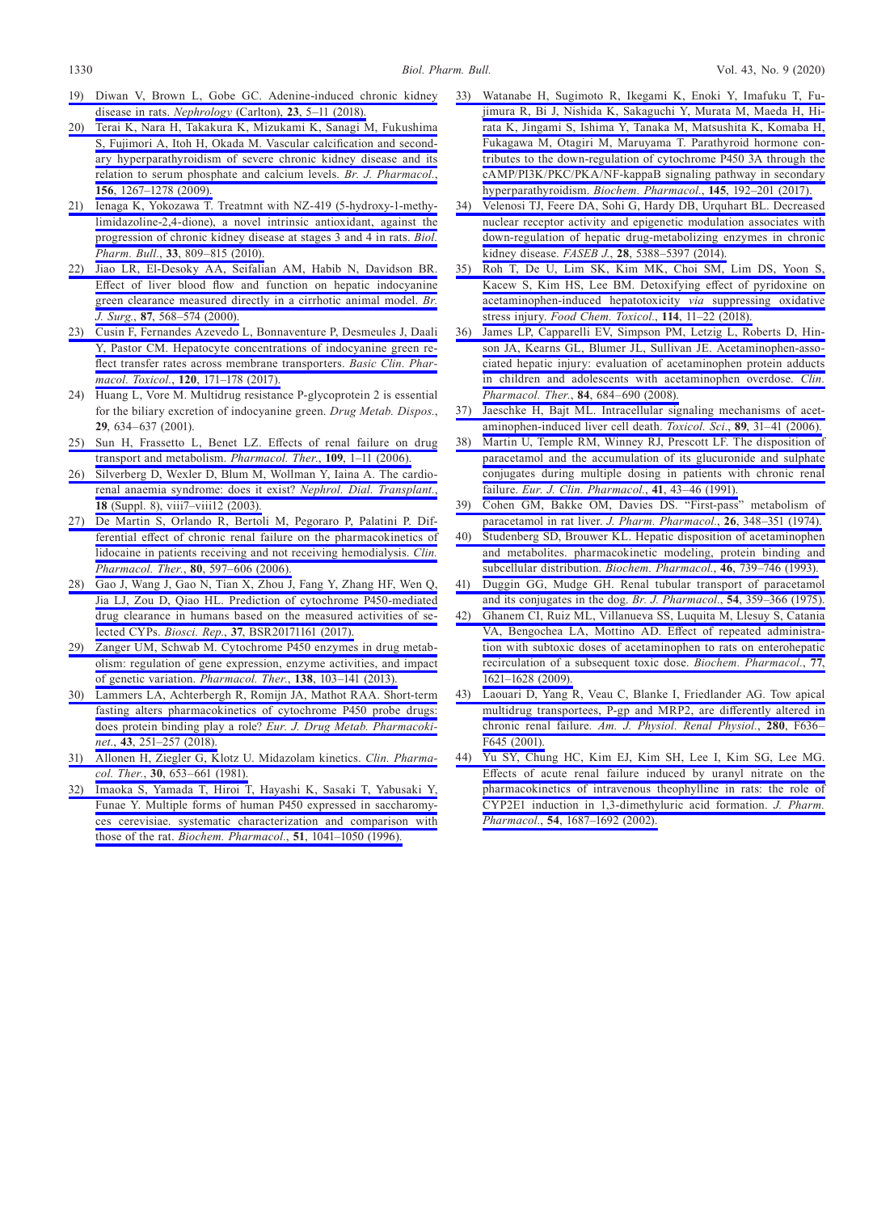19) Diwan V, Brown L, Gobe GC. Adenine-induced chronic kidney disease in rats. *Nephrology* (Carlton), **23**, 5–11 (2018).
20) Terai K, Nara H, Takakura K, Mizukami K, Sanagi M, Fukushima S, Fujimori A, Itoh H, Okada M. Vascular calcification and secondary hyperparathyroidism of severe chronic kidney disease and its relation to serum phosphate and calcium levels. *Br. J. Pharmacol.*, **156**, 1267–1278 (2009).
21) Ienaga K, Yokozawa T. Treatmnt with NZ-419 (5-hydroxy-1-methylimidazoline-2,4-dione), a novel intrinsic antioxidant, against the progression of chronic kidney disease at stages 3 and 4 in rats. *Biol. Pharm. Bull.*, **33**, 809–815 (2010).
22) Jiao LR, El-Desoky AA, Seifalian AM, Habib N, Davidson BR. Effect of liver blood flow and function on hepatic indocyanine green clearance measured directly in a cirrhotic animal model. *Br. J. Surg.*, **87**, 568–574 (2000).
23) Cusin F, Fernandes Azevedo L, Bonnaventure P, Desmeules J, Daali Y, Pastor CM. Hepatocyte concentrations of indocyanine green reflect transfer rates across membrane transporters. *Basic Clin. Pharmacol. Toxicol.*, **120**, 171–178 (2017).
24) Huang L, Vore M. Multidrug resistance P-glycoprotein 2 is essential for the biliary excretion of indocyanine green. *Drug Metab. Dispos.*, **29**, 634–637 (2001).
25) Sun H, Frassetto L, Benet LZ. Effects of renal failure on drug transport and metabolism. *Pharmacol. Ther.*, **109**, 1–11 (2006).
26) Silverberg D, Wexler D, Blum M, Wollman Y, Iaina A. The cardiorenal anaemia syndrome: does it exist? *Nephrol. Dial. Transplant.*, **18** (Suppl. 8), viii7–viii12 (2003).
27) De Martin S, Orlando R, Bertoli M, Pegoraro P, Palatini P. Differential effect of chronic renal failure on the pharmacokinetics of lidocaine in patients receiving and not receiving hemodialysis. *Clin. Pharmacol. Ther.*, **80**, 597–606 (2006).
28) Gao J, Wang J, Gao N, Tian X, Zhou J, Fang Y, Zhang HF, Wen Q, Jia LJ, Zou D, Qiao HL. Prediction of cytochrome P450-mediated drug clearance in humans based on the measured activities of selected CYPs. *Biosci. Rep.*, **37**, BSR20171161 (2017).
29) Zanger UM, Schwab M. Cytochrome P450 enzymes in drug metabolism: regulation of gene expression, enzyme activities, and impact of genetic variation. *Pharmacol. Ther.*, **138**, 103–141 (2013).
30) Lammers LA, Achterbergh R, Romijn JA, Mathot RAA. Short-term fasting alters pharmacokinetics of cytochrome P450 probe drugs: does protein binding play a role? *Eur. J. Drug Metab. Pharmacokinet.*, **43**, 251–257 (2018).
31) Allonen H, Ziegler G, Klotz U. Midazolam kinetics. *Clin. Pharmacol. Ther.*, **30**, 653–661 (1981).
32) Imaoka S, Yamada T, Hiroi T, Hayashi K, Sasaki T, Yabusaki Y, Funae Y. Multiple forms of human P450 expressed in saccharomyces cerevisiae. systematic characterization and comparison with those of the rat. *Biochem. Pharmacol.*, **51**, 1041–1050 (1996).
33) Watanabe H, Sugimoto R, Ikegami K, Enoki Y, Imafuku T, Fujimura R, Bi J, Nishida K, Sakaguchi Y, Murata M, Maeda H, Hirata K, Jingami S, Ishima Y, Tanaka M, Matsushita K, Komaba H, Fukagawa M, Otagiri M, Maruyama T. Parathyroid hormone contributes to the down-regulation of cytochrome P450 3A through the cAMP/PI3K/PKC/PKA/NF-kappaB signaling pathway in secondary hyperparathyroidism. *Biochem. Pharmacol.*, **145**, 192–201 (2017).
34) Velenosi TJ, Feere DA, Sohi G, Hardy DB, Urquhart BL. Decreased nuclear receptor activity and epigenetic modulation associates with down-regulation of hepatic drug-metabolizing enzymes in chronic kidney disease. *FASEB J.*, **28**, 5388–5397 (2014).
35) Roh T, De U, Lim SK, Kim MK, Choi SM, Lim DS, Yoon S, Kacew S, Kim HS, Lee BM. Detoxifying effect of pyridoxine on acetaminophen-induced hepatotoxicity *via* suppressing oxidative stress injury. *Food Chem. Toxicol.*, **114**, 11–22 (2018).
36) James LP, Capparelli EV, Simpson PM, Letzig L, Roberts D, Hinson JA, Kearns GL, Blumer JL, Sullivan JE. Acetaminophen-associated hepatic injury: evaluation of acetaminophen protein adducts in children and adolescents with acetaminophen overdose. *Clin. Pharmacol. Ther.*, **84**, 684–690 (2008).
37) Jaeschke H, Bajt ML. Intracellular signaling mechanisms of acetaminophen-induced liver cell death. *Toxicol. Sci.*, **89**, 31–41 (2006).
38) Martin U, Temple RM, Winney RJ, Prescott LF. The disposition of paracetamol and the accumulation of its glucuronide and sulphate conjugates during multiple dosing in patients with chronic renal failure. *Eur. J. Clin. Pharmacol.*, **41**, 43–46 (1991).
39) Cohen GM, Bakke OM, Davies DS. "First-pass" metabolism of paracetamol in rat liver. *J. Pharm. Pharmacol.*, **26**, 348–351 (1974).
40) Studenberg SD, Brouwer KL. Hepatic disposition of acetaminophen and metabolites. pharmacokinetic modeling, protein binding and subcellular distribution. *Biochem. Pharmacol.*, **46**, 739–746 (1993).
41) Duggin GG, Mudge GH. Renal tubular transport of paracetamol and its conjugates in the dog. *Br. J. Pharmacol.*, **54**, 359–366 (1975).
42) Ghanem CI, Ruiz ML, Villanueva SS, Luquita M, Llesuy S, Catania VA, Bengochea LA, Mottino AD. Effect of repeated administration with subtoxic doses of acetaminophen to rats on enterohepatic recirculation of a subsequent toxic dose. *Biochem. Pharmacol.*, **77**, 1621–1628 (2009).
43) Laouari D, Yang R, Veau C, Blanke I, Friedlander AG. Tow apical multidrug transporters, P-gp and MRP2, are differently altered in chronic renal failure. *Am. J. Physiol. Renal Physiol.*, **280**, F636–F645 (2001).
44) Yu SY, Chung HC, Kim EJ, Kim SH, Lee I, Kim SG, Lee MG. Effects of acute renal failure induced by uranyl nitrate on the pharmacokinetics of intravenous theophylline in rats: the role of CYP2E1 induction in 1,3-dimethyluric acid formation. *J. Pharm. Pharmacol.*, **54**, 1687–1692 (2002).